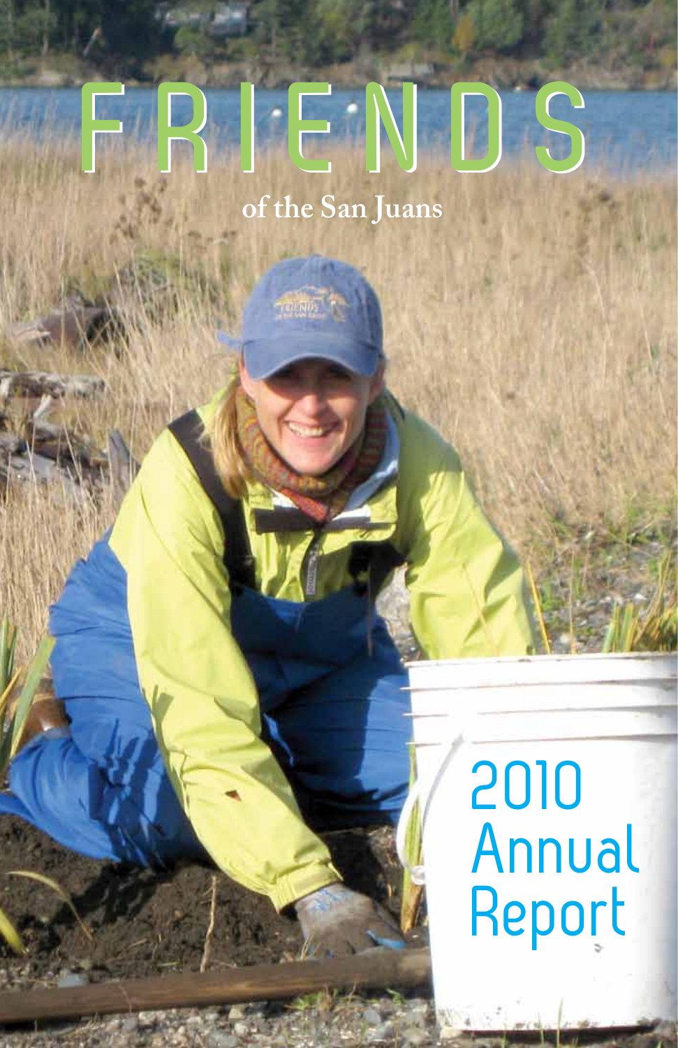# FRIENDS

of the San Juans

# 2010 Annual Report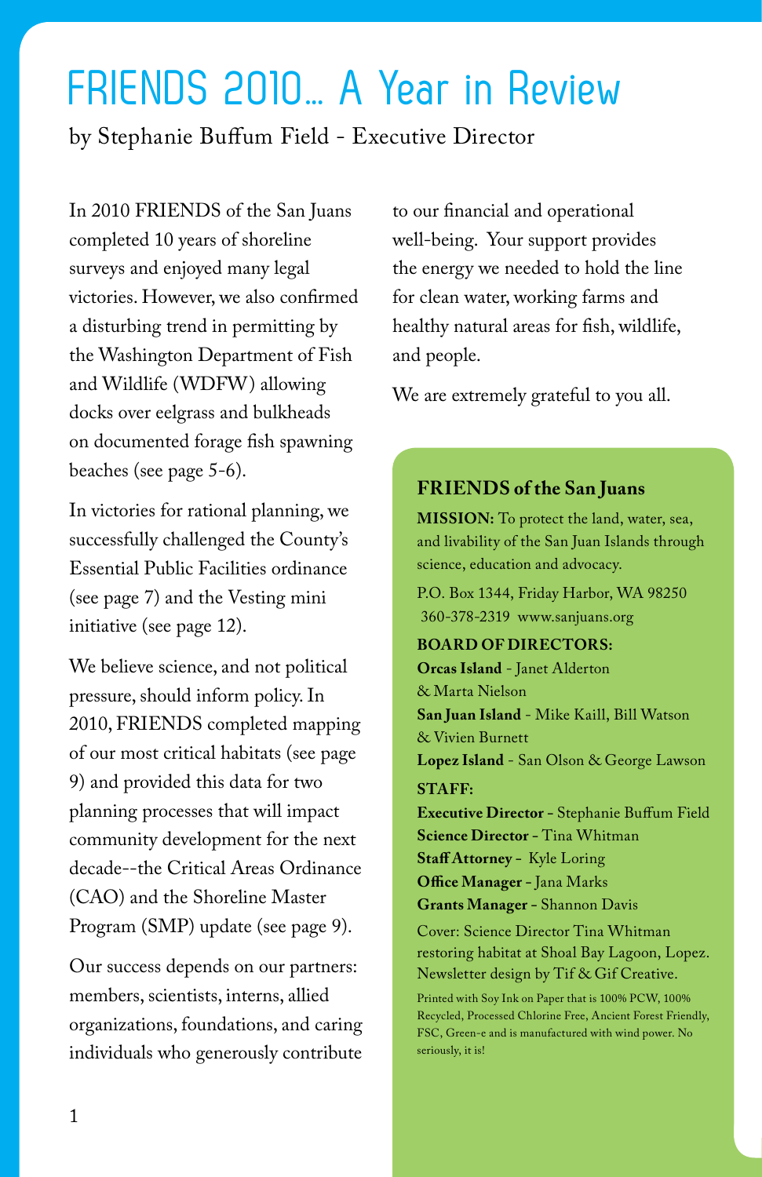# FRIENDS 2010... A Year in Review

by Stephanie Buffum Field - Executive Director

In 2010 FRIENDS of the San Juans completed 10 years of shoreline surveys and enjoyed many legal victories. However, we also confirmed a disturbing trend in permitting by the Washington Department of Fish and Wildlife (WDFW) allowing docks over eelgrass and bulkheads on documented forage fish spawning beaches (see page 5-6).

In victories for rational planning, we successfully challenged the County's Essential Public Facilities ordinance (see page 7) and the Vesting mini initiative (see page 12).

We believe science, and not political pressure, should inform policy. In 2010, FRIENDS completed mapping of our most critical habitats (see page 9) and provided this data for two planning processes that will impact community development for the next decade--the Critical Areas Ordinance (CAO) and the Shoreline Master Program (SMP) update (see page 9).

Our success depends on our partners: members, scientists, interns, allied organizations, foundations, and caring individuals who generously contribute to our financial and operational well-being. Your support provides the energy we needed to hold the line for clean water, working farms and healthy natural areas for fish, wildlife, and people.

We are extremely grateful to you all.

---

**FRIENDS of the San Juans**

**MISSION:** To protect the land, water, sea, and livability of the San Juan Islands through science, education and advocacy.

P.O. Box 1344, Friday Harbor, WA 98250
360-378-2319 www.sanjuans.org

**BOARD OF DIRECTORS:**

**Orcas Island** - Janet Alderton & Marta Nielson
**San Juan Island** - Mike Kaill, Bill Watson & Vivien Burnett
**Lopez Island** - San Olson & George Lawson

**STAFF:**

**Executive Director** - Stephanie Buffum Field
**Science Director** - Tina Whitman
**Staff Attorney** - Kyle Loring
**Office Manager** - Jana Marks
**Grants Manager** - Shannon Davis

Cover: Science Director Tina Whitman restoring habitat at Shoal Bay Lagoon, Lopez. Newsletter design by Tif & Gif Creative.

Printed with Soy Ink on Paper that is 100% PCW, 100% Recycled, Processed Chlorine Free, Ancient Forest Friendly, FSC, Green-e and is manufactured with wind power. No seriously, it is!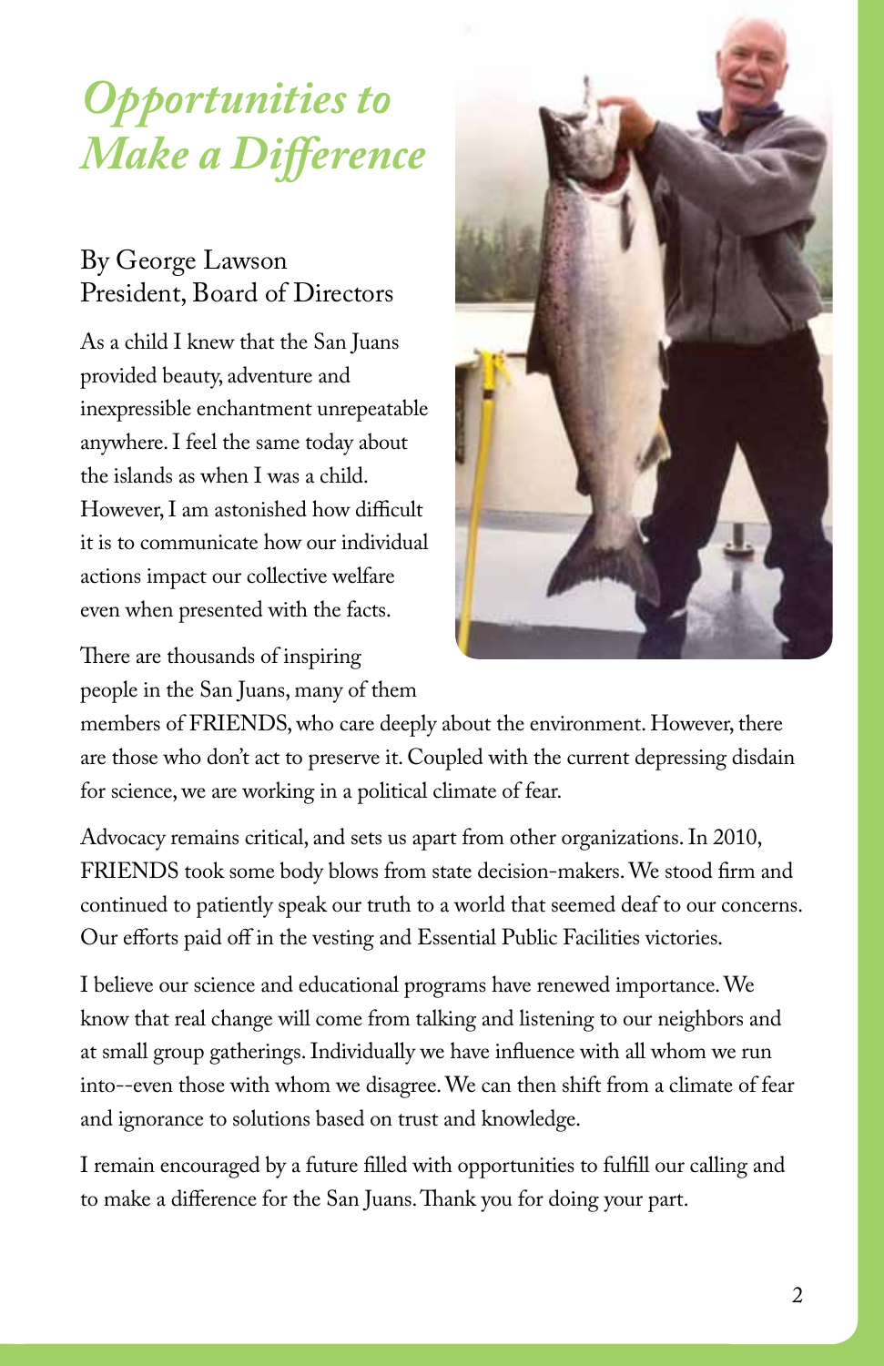# *Opportunities to Make a Difference*

By George Lawson
President, Board of Directors

As a child I knew that the San Juans provided beauty, adventure and inexpressible enchantment unrepeatable anywhere. I feel the same today about the islands as when I was a child. However, I am astonished how difficult it is to communicate how our individual actions impact our collective welfare even when presented with the facts.

There are thousands of inspiring people in the San Juans, many of them members of FRIENDS, who care deeply about the environment. However, there are those who don't act to preserve it. Coupled with the current depressing disdain for science, we are working in a political climate of fear.

Advocacy remains critical, and sets us apart from other organizations. In 2010, FRIENDS took some body blows from state decision-makers. We stood firm and continued to patiently speak our truth to a world that seemed deaf to our concerns. Our efforts paid off in the vesting and Essential Public Facilities victories.

I believe our science and educational programs have renewed importance. We know that real change will come from talking and listening to our neighbors and at small group gatherings. Individually we have influence with all whom we run into--even those with whom we disagree. We can then shift from a climate of fear and ignorance to solutions based on trust and knowledge.

I remain encouraged by a future filled with opportunities to fulfill our calling and to make a difference for the San Juans. Thank you for doing your part.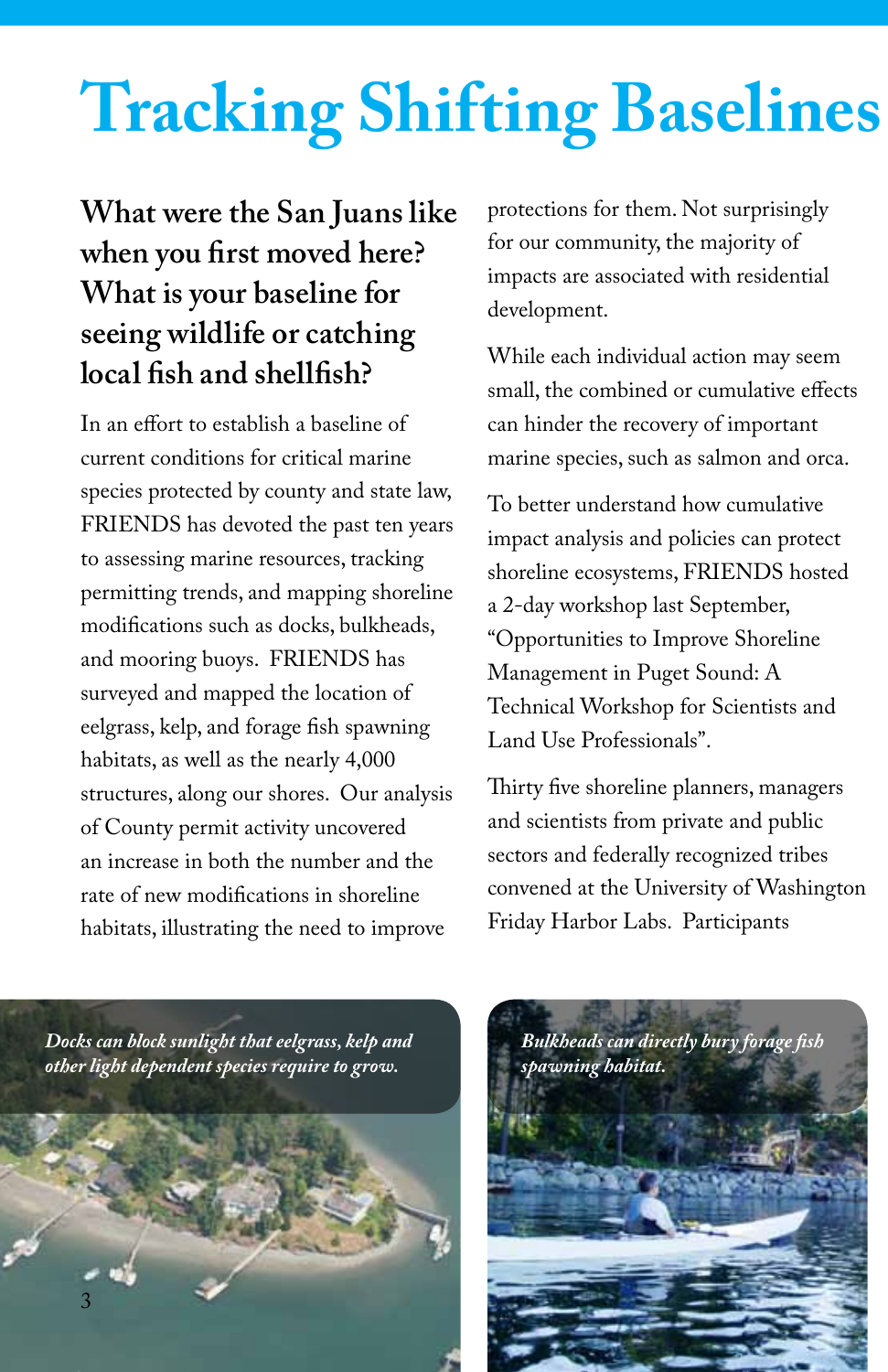# Tracking Shifting Baselines

**What were the San Juans like when you first moved here? What is your baseline for seeing wildlife or catching local fish and shellfish?**

In an effort to establish a baseline of current conditions for critical marine species protected by county and state law, FRIENDS has devoted the past ten years to assessing marine resources, tracking permitting trends, and mapping shoreline modifications such as docks, bulkheads, and mooring buoys. FRIENDS has surveyed and mapped the location of eelgrass, kelp, and forage fish spawning habitats, as well as the nearly 4,000 structures, along our shores. Our analysis of County permit activity uncovered an increase in both the number and the rate of new modifications in shoreline habitats, illustrating the need to improve protections for them. Not surprisingly for our community, the majority of impacts are associated with residential development.

While each individual action may seem small, the combined or cumulative effects can hinder the recovery of important marine species, such as salmon and orca.

To better understand how cumulative impact analysis and policies can protect shoreline ecosystems, FRIENDS hosted a 2-day workshop last September, "Opportunities to Improve Shoreline Management in Puget Sound: A Technical Workshop for Scientists and Land Use Professionals".

Thirty five shoreline planners, managers and scientists from private and public sectors and federally recognized tribes convened at the University of Washington Friday Harbor Labs. Participants

*Docks can block sunlight that eelgrass, kelp and other light dependent species require to grow.*

*Bulkheads can directly bury forage fish spawning habitat.*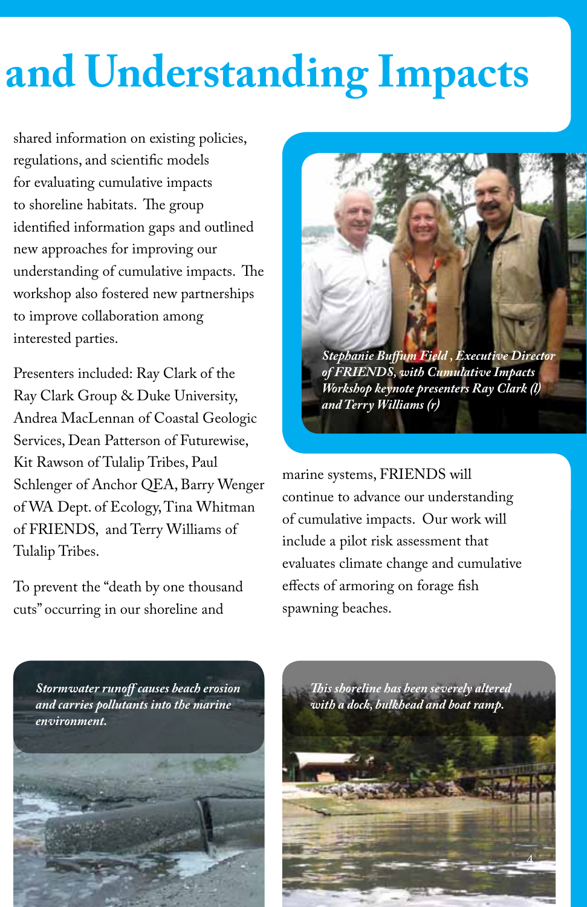# and Understanding Impacts

shared information on existing policies, regulations, and scientific models for evaluating cumulative impacts to shoreline habitats. The group identified information gaps and outlined new approaches for improving our understanding of cumulative impacts. The workshop also fostered new partnerships to improve collaboration among interested parties.

Presenters included: Ray Clark of the Ray Clark Group & Duke University, Andrea MacLennan of Coastal Geologic Services, Dean Patterson of Futurewise, Kit Rawson of Tulalip Tribes, Paul Schlenger of Anchor QEA, Barry Wenger of WA Dept. of Ecology, Tina Whitman of FRIENDS, and Terry Williams of Tulalip Tribes.

To prevent the "death by one thousand cuts" occurring in our shoreline and marine systems, FRIENDS will continue to advance our understanding of cumulative impacts. Our work will include a pilot risk assessment that evaluates climate change and cumulative effects of armoring on forage fish spawning beaches.

*Stephanie Buffum Field , Executive Director of FRIENDS, with Cumulative Impacts Workshop keynote presenters Ray Clark (l) and Terry Williams (r)*

*Stormwater runoff causes beach erosion and carries pollutants into the marine environment.*

*This shoreline has been severely altered with a dock, bulkhead and boat ramp.*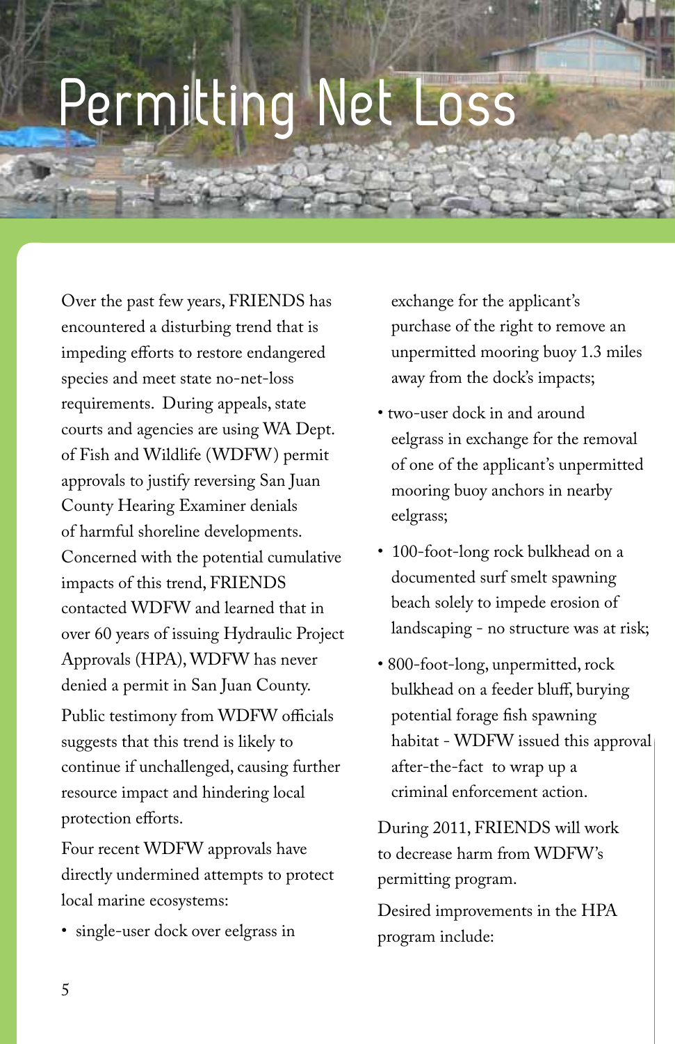# Permitting Net Loss

Over the past few years, FRIENDS has encountered a disturbing trend that is impeding efforts to restore endangered species and meet state no-net-loss requirements. During appeals, state courts and agencies are using WA Dept. of Fish and Wildlife (WDFW) permit approvals to justify reversing San Juan County Hearing Examiner denials of harmful shoreline developments. Concerned with the potential cumulative impacts of this trend, FRIENDS contacted WDFW and learned that in over 60 years of issuing Hydraulic Project Approvals (HPA), WDFW has never denied a permit in San Juan County.

Public testimony from WDFW officials suggests that this trend is likely to continue if unchallenged, causing further resource impact and hindering local protection efforts.

Four recent WDFW approvals have directly undermined attempts to protect local marine ecosystems:

- single-user dock over eelgrass in exchange for the applicant's purchase of the right to remove an unpermitted mooring buoy 1.3 miles away from the dock's impacts;
- two-user dock in and around eelgrass in exchange for the removal of one of the applicant's unpermitted mooring buoy anchors in nearby eelgrass;
- 100-foot-long rock bulkhead on a documented surf smelt spawning beach solely to impede erosion of landscaping - no structure was at risk;
- 800-foot-long, unpermitted, rock bulkhead on a feeder bluff, burying potential forage fish spawning habitat - WDFW issued this approval after-the-fact to wrap up a criminal enforcement action.

During 2011, FRIENDS will work to decrease harm from WDFW's permitting program.

Desired improvements in the HPA program include: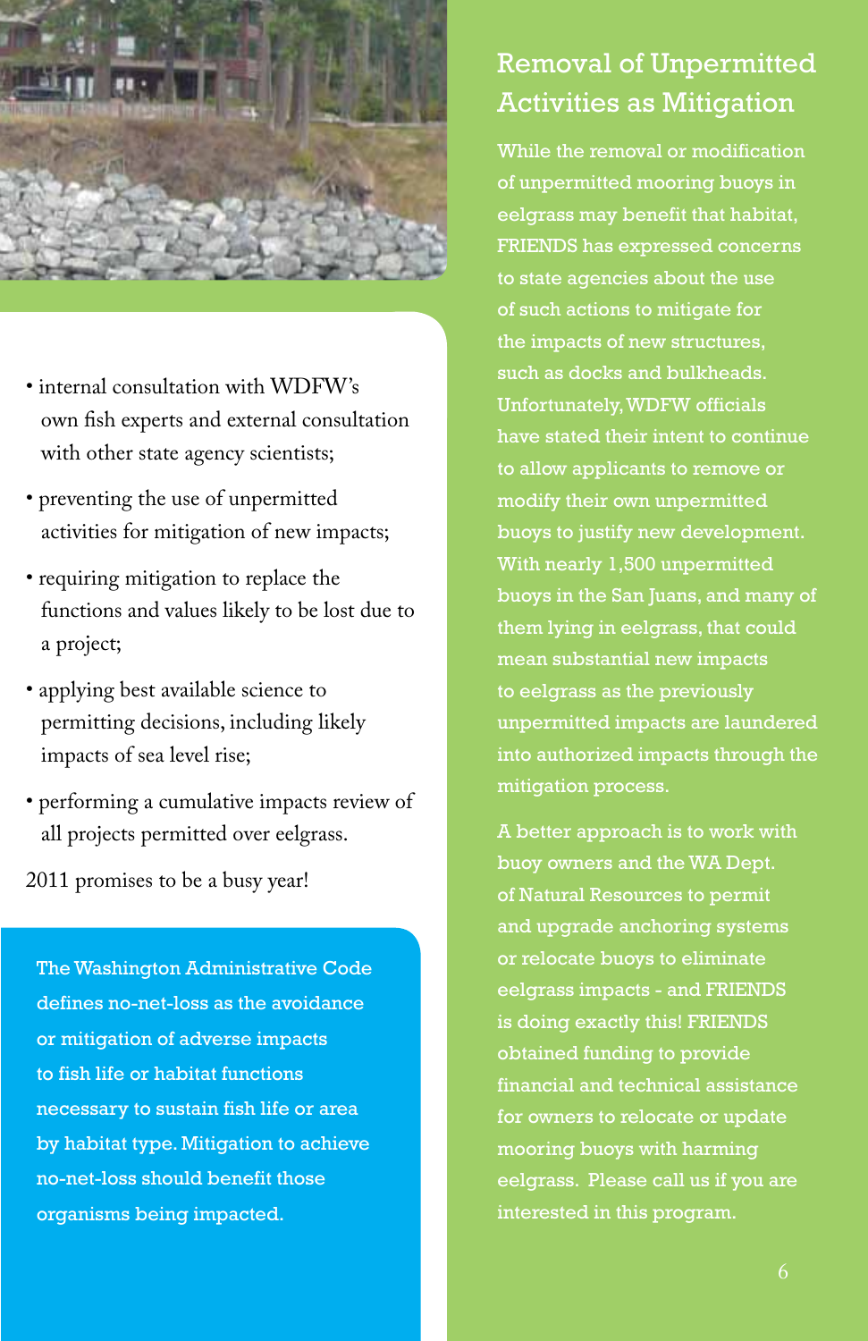- internal consultation with WDFW's own fish experts and external consultation with other state agency scientists;
- preventing the use of unpermitted activities for mitigation of new impacts;
- requiring mitigation to replace the functions and values likely to be lost due to a project;
- applying best available science to permitting decisions, including likely impacts of sea level rise;
- performing a cumulative impacts review of all projects permitted over eelgrass.

2011 promises to be a busy year!

The Washington Administrative Code defines no-net-loss as the avoidance or mitigation of adverse impacts to fish life or habitat functions necessary to sustain fish life or area by habitat type. Mitigation to achieve no-net-loss should benefit those organisms being impacted.

## Removal of Unpermitted Activities as Mitigation

While the removal or modification of unpermitted mooring buoys in eelgrass may benefit that habitat, FRIENDS has expressed concerns to state agencies about the use of such actions to mitigate for the impacts of new structures, such as docks and bulkheads. Unfortunately, WDFW officials have stated their intent to continue to allow applicants to remove or modify their own unpermitted buoys to justify new development. With nearly 1,500 unpermitted buoys in the San Juans, and many of them lying in eelgrass, that could mean substantial new impacts to eelgrass as the previously unpermitted impacts are laundered into authorized impacts through the mitigation process.

A better approach is to work with buoy owners and the WA Dept. of Natural Resources to permit and upgrade anchoring systems or relocate buoys to eliminate eelgrass impacts - and FRIENDS is doing exactly this! FRIENDS obtained funding to provide financial and technical assistance for owners to relocate or update mooring buoys with harming eelgrass. Please call us if you are interested in this program.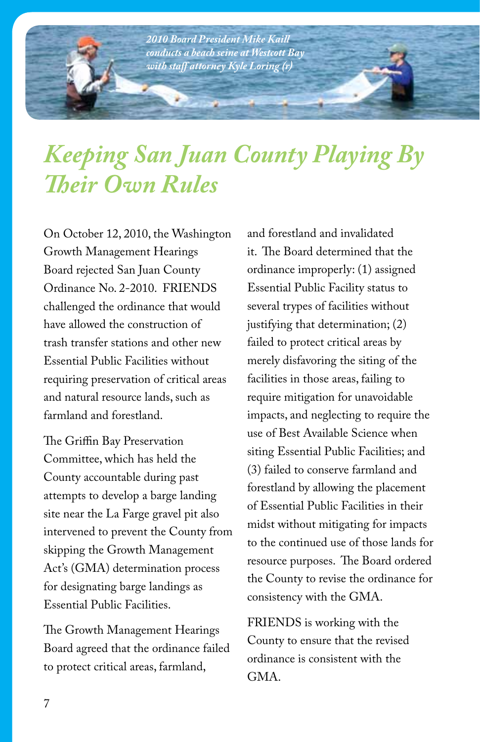*2010 Board President Mike Kaill conducts a beach seine at Westcott Bay with staff attorney Kyle Loring (r)*

# *Keeping San Juan County Playing By Their Own Rules*

On October 12, 2010, the Washington Growth Management Hearings Board rejected San Juan County Ordinance No. 2-2010. FRIENDS challenged the ordinance that would have allowed the construction of trash transfer stations and other new Essential Public Facilities without requiring preservation of critical areas and natural resource lands, such as farmland and forestland.

The Griffin Bay Preservation Committee, which has held the County accountable during past attempts to develop a barge landing site near the La Farge gravel pit also intervened to prevent the County from skipping the Growth Management Act's (GMA) determination process for designating barge landings as Essential Public Facilities.

The Growth Management Hearings Board agreed that the ordinance failed to protect critical areas, farmland, and forestland and invalidated it. The Board determined that the ordinance improperly: (1) assigned Essential Public Facility status to several types of facilities without justifying that determination; (2) failed to protect critical areas by merely disfavoring the siting of the facilities in those areas, failing to require mitigation for unavoidable impacts, and neglecting to require the use of Best Available Science when siting Essential Public Facilities; and (3) failed to conserve farmland and forestland by allowing the placement of Essential Public Facilities in their midst without mitigating for impacts to the continued use of those lands for resource purposes. The Board ordered the County to revise the ordinance for consistency with the GMA.

FRIENDS is working with the County to ensure that the revised ordinance is consistent with the GMA.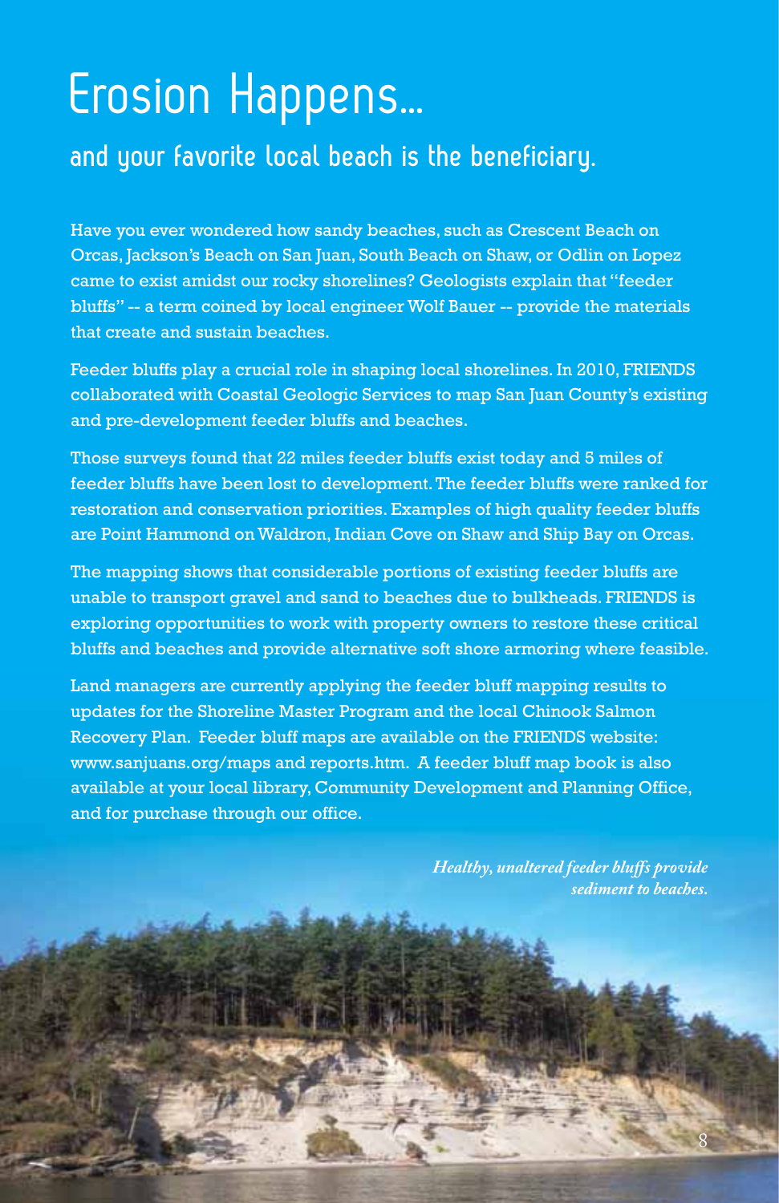# Erosion Happens...

## and your favorite local beach is the beneficiary.

Have you ever wondered how sandy beaches, such as Crescent Beach on Orcas, Jackson's Beach on San Juan, South Beach on Shaw, or Odlin on Lopez came to exist amidst our rocky shorelines? Geologists explain that "feeder bluffs" -- a term coined by local engineer Wolf Bauer -- provide the materials that create and sustain beaches.

Feeder bluffs play a crucial role in shaping local shorelines. In 2010, FRIENDS collaborated with Coastal Geologic Services to map San Juan County's existing and pre-development feeder bluffs and beaches.

Those surveys found that 22 miles feeder bluffs exist today and 5 miles of feeder bluffs have been lost to development. The feeder bluffs were ranked for restoration and conservation priorities. Examples of high quality feeder bluffs are Point Hammond on Waldron, Indian Cove on Shaw and Ship Bay on Orcas.

The mapping shows that considerable portions of existing feeder bluffs are unable to transport gravel and sand to beaches due to bulkheads. FRIENDS is exploring opportunities to work with property owners to restore these critical bluffs and beaches and provide alternative soft shore armoring where feasible.

Land managers are currently applying the feeder bluff mapping results to updates for the Shoreline Master Program and the local Chinook Salmon Recovery Plan. Feeder bluff maps are available on the FRIENDS website: www.sanjuans.org/maps and reports.htm. A feeder bluff map book is also available at your local library, Community Development and Planning Office, and for purchase through our office.

*Healthy, unaltered feeder bluffs provide sediment to beaches.*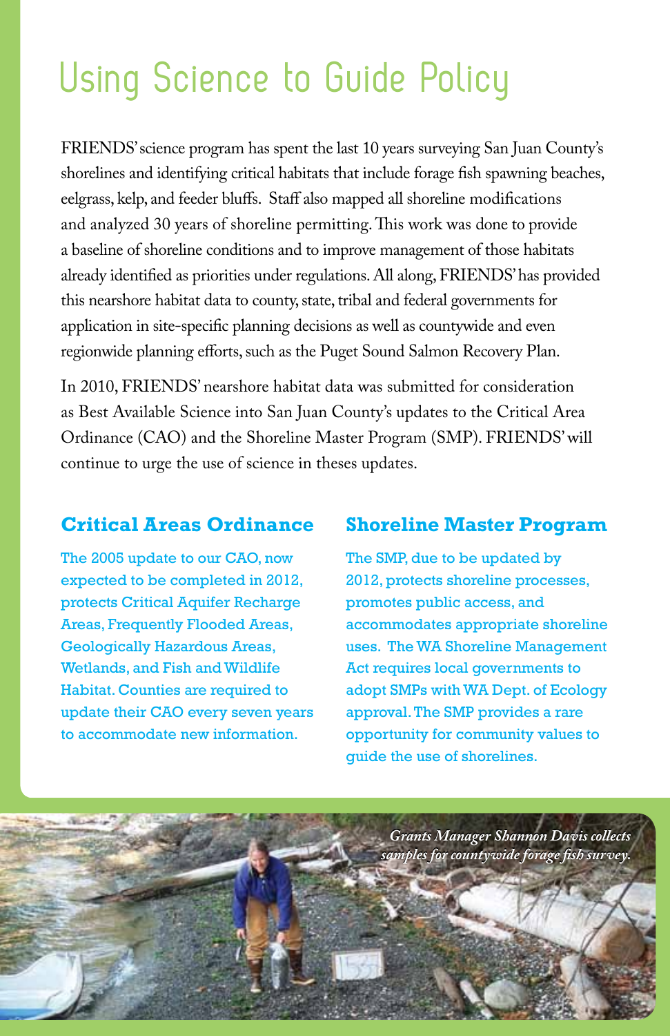# Using Science to Guide Policy

FRIENDS' science program has spent the last 10 years surveying San Juan County's shorelines and identifying critical habitats that include forage fish spawning beaches, eelgrass, kelp, and feeder bluffs. Staff also mapped all shoreline modifications and analyzed 30 years of shoreline permitting. This work was done to provide a baseline of shoreline conditions and to improve management of those habitats already identified as priorities under regulations. All along, FRIENDS' has provided this nearshore habitat data to county, state, tribal and federal governments for application in site-specific planning decisions as well as countywide and even regionwide planning efforts, such as the Puget Sound Salmon Recovery Plan.

In 2010, FRIENDS' nearshore habitat data was submitted for consideration as Best Available Science into San Juan County's updates to the Critical Area Ordinance (CAO) and the Shoreline Master Program (SMP). FRIENDS' will continue to urge the use of science in theses updates.

## Critical Areas Ordinance

The 2005 update to our CAO, now expected to be completed in 2012, protects Critical Aquifer Recharge Areas, Frequently Flooded Areas, Geologically Hazardous Areas, Wetlands, and Fish and Wildlife Habitat. Counties are required to update their CAO every seven years to accommodate new information.

## Shoreline Master Program

The SMP, due to be updated by 2012, protects shoreline processes, promotes public access, and accommodates appropriate shoreline uses. The WA Shoreline Management Act requires local governments to adopt SMPs with WA Dept. of Ecology approval. The SMP provides a rare opportunity for community values to guide the use of shorelines.

*Grants Manager Shannon Davis collects samples for countywide forage fish survey.*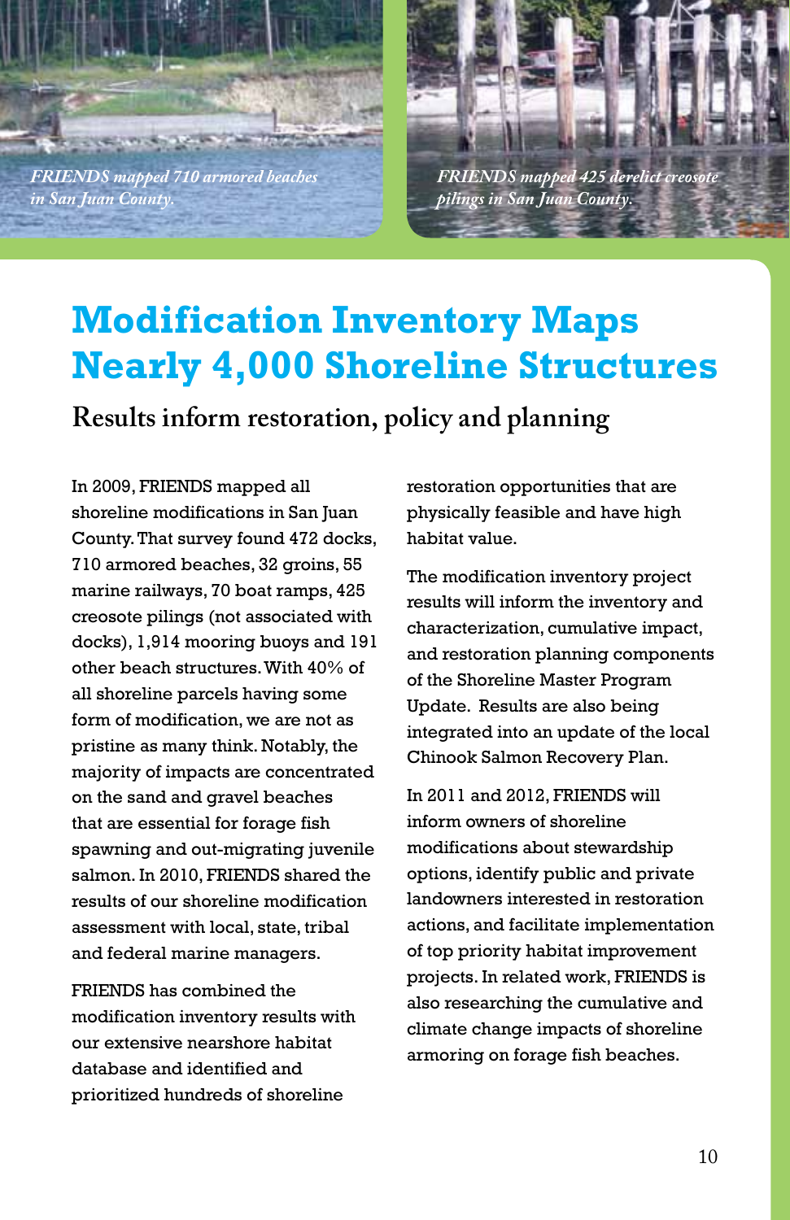*FRIENDS mapped 710 armored beaches in San Juan County.*

*FRIENDS mapped 425 derelict creosote pilings in San Juan County.*

# Modification Inventory Maps Nearly 4,000 Shoreline Structures

## Results inform restoration, policy and planning

In 2009, FRIENDS mapped all shoreline modifications in San Juan County. That survey found 472 docks, 710 armored beaches, 32 groins, 55 marine railways, 70 boat ramps, 425 creosote pilings (not associated with docks), 1,914 mooring buoys and 191 other beach structures. With 40% of all shoreline parcels having some form of modification, we are not as pristine as many think. Notably, the majority of impacts are concentrated on the sand and gravel beaches that are essential for forage fish spawning and out-migrating juvenile salmon. In 2010, FRIENDS shared the results of our shoreline modification assessment with local, state, tribal and federal marine managers.

FRIENDS has combined the modification inventory results with our extensive nearshore habitat database and identified and prioritized hundreds of shoreline restoration opportunities that are physically feasible and have high habitat value.

The modification inventory project results will inform the inventory and characterization, cumulative impact, and restoration planning components of the Shoreline Master Program Update. Results are also being integrated into an update of the local Chinook Salmon Recovery Plan.

In 2011 and 2012, FRIENDS will inform owners of shoreline modifications about stewardship options, identify public and private landowners interested in restoration actions, and facilitate implementation of top priority habitat improvement projects. In related work, FRIENDS is also researching the cumulative and climate change impacts of shoreline armoring on forage fish beaches.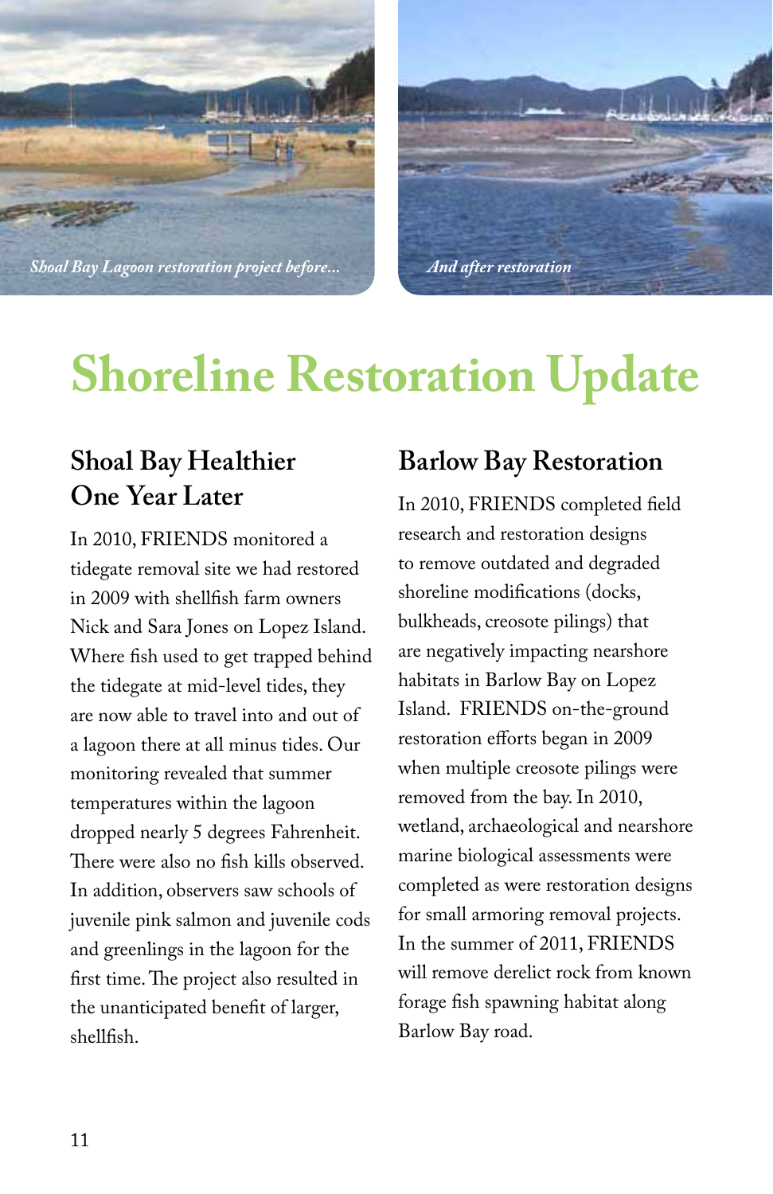*Shoal Bay Lagoon restoration project before...*

*And after restoration*

# Shoreline Restoration Update

## Shoal Bay Healthier One Year Later

In 2010, FRIENDS monitored a tidegate removal site we had restored in 2009 with shellfish farm owners Nick and Sara Jones on Lopez Island. Where fish used to get trapped behind the tidegate at mid-level tides, they are now able to travel into and out of a lagoon there at all minus tides. Our monitoring revealed that summer temperatures within the lagoon dropped nearly 5 degrees Fahrenheit. There were also no fish kills observed. In addition, observers saw schools of juvenile pink salmon and juvenile cods and greenlings in the lagoon for the first time. The project also resulted in the unanticipated benefit of larger, shellfish.

## Barlow Bay Restoration

In 2010, FRIENDS completed field research and restoration designs to remove outdated and degraded shoreline modifications (docks, bulkheads, creosote pilings) that are negatively impacting nearshore habitats in Barlow Bay on Lopez Island. FRIENDS on-the-ground restoration efforts began in 2009 when multiple creosote pilings were removed from the bay. In 2010, wetland, archaeological and nearshore marine biological assessments were completed as were restoration designs for small armoring removal projects. In the summer of 2011, FRIENDS will remove derelict rock from known forage fish spawning habitat along Barlow Bay road.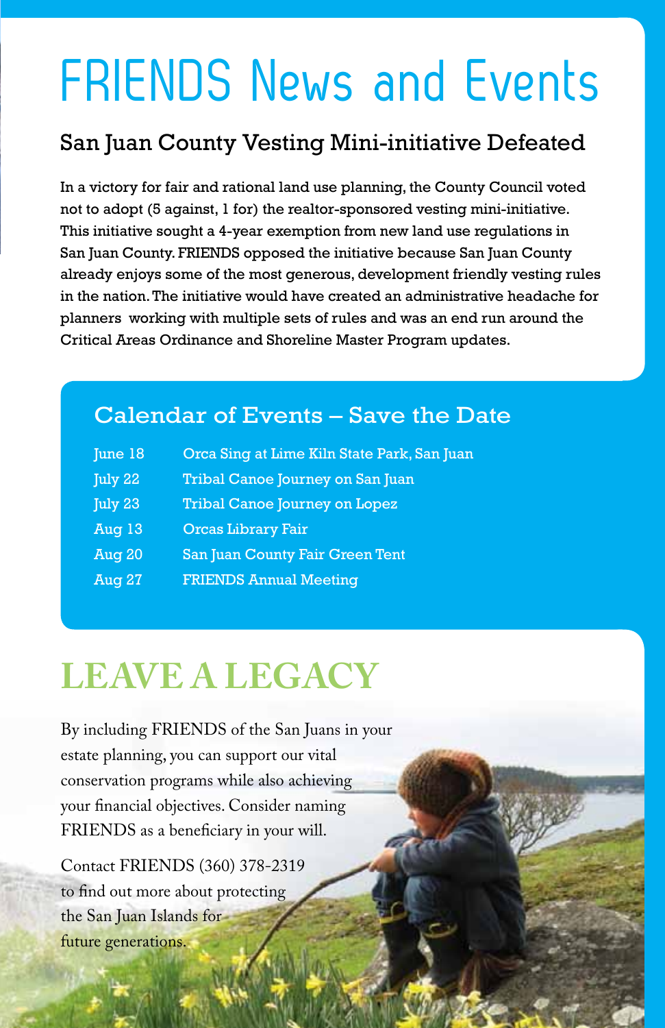# FRIENDS News and Events

## San Juan County Vesting Mini-initiative Defeated

In a victory for fair and rational land use planning, the County Council voted not to adopt (5 against, 1 for) the realtor-sponsored vesting mini-initiative. This initiative sought a 4-year exemption from new land use regulations in San Juan County. FRIENDS opposed the initiative because San Juan County already enjoys some of the most generous, development friendly vesting rules in the nation. The initiative would have created an administrative headache for planners working with multiple sets of rules and was an end run around the Critical Areas Ordinance and Shoreline Master Program updates.

## Calendar of Events – Save the Date

| | |
|---|---|
| June 18 | Orca Sing at Lime Kiln State Park, San Juan |
| July 22 | Tribal Canoe Journey on San Juan |
| July 23 | Tribal Canoe Journey on Lopez |
| Aug 13 | Orcas Library Fair |
| Aug 20 | San Juan County Fair Green Tent |
| Aug 27 | FRIENDS Annual Meeting |

## LEAVE A LEGACY

By including FRIENDS of the San Juans in your estate planning, you can support our vital conservation programs while also achieving your financial objectives. Consider naming FRIENDS as a beneficiary in your will.

Contact FRIENDS (360) 378-2319 to find out more about protecting the San Juan Islands for future generations.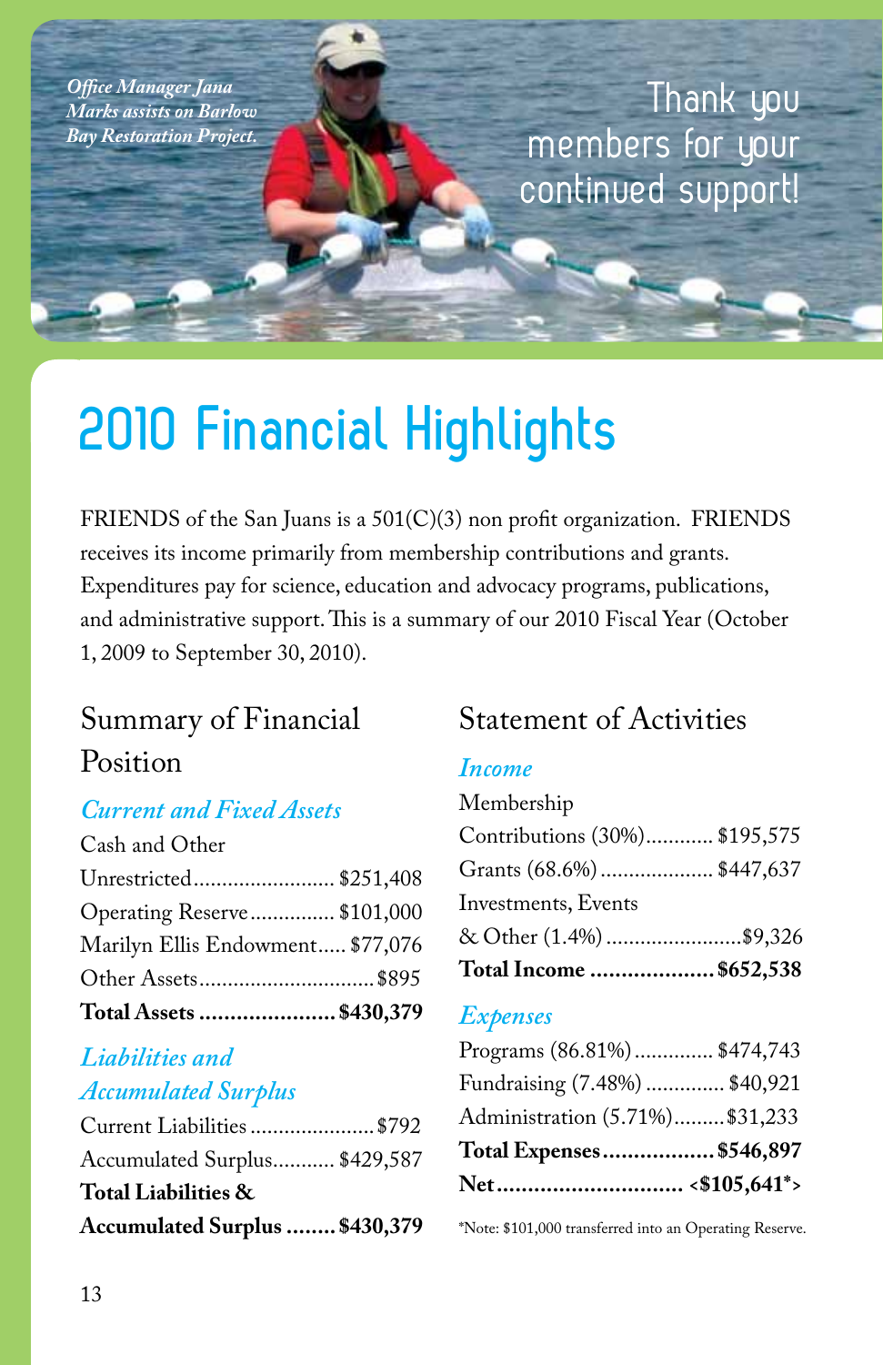*Office Manager Jana Marks assists on Barlow Bay Restoration Project.*

Thank you members for your continued support!

# 2010 Financial Highlights

FRIENDS of the San Juans is a 501(C)(3) non profit organization. FRIENDS receives its income primarily from membership contributions and grants. Expenditures pay for science, education and advocacy programs, publications, and administrative support. This is a summary of our 2010 Fiscal Year (October 1, 2009 to September 30, 2010).

## Summary of Financial Position

### *Current and Fixed Assets*

| Cash and Other | |
|---|---|
| Unrestricted | $251,408 |
| Operating Reserve | $101,000 |
| Marilyn Ellis Endowment | $77,076 |
| Other Assets | $895 |
| **Total Assets** | **$430,379** |

### *Liabilities and Accumulated Surplus*

| | |
|---|---|
| Current Liabilities | $792 |
| Accumulated Surplus | $429,587 |
| **Total Liabilities & Accumulated Surplus** | **$430,379** |

## Statement of Activities

### *Income*

| | |
|---|---|
| Membership Contributions (30%) | $195,575 |
| Grants (68.6%) | $447,637 |
| Investments, Events & Other (1.4%) | $9,326 |
| **Total Income** | **$652,538** |

### *Expenses*

| | |
|---|---|
| Programs (86.81%) | $474,743 |
| Fundraising (7.48%) | $40,921 |
| Administration (5.71%) | $31,233 |
| **Total Expenses** | **$546,897** |
| **Net** | **<$105,641*>** |

*Note: $101,000 transferred into an Operating Reserve.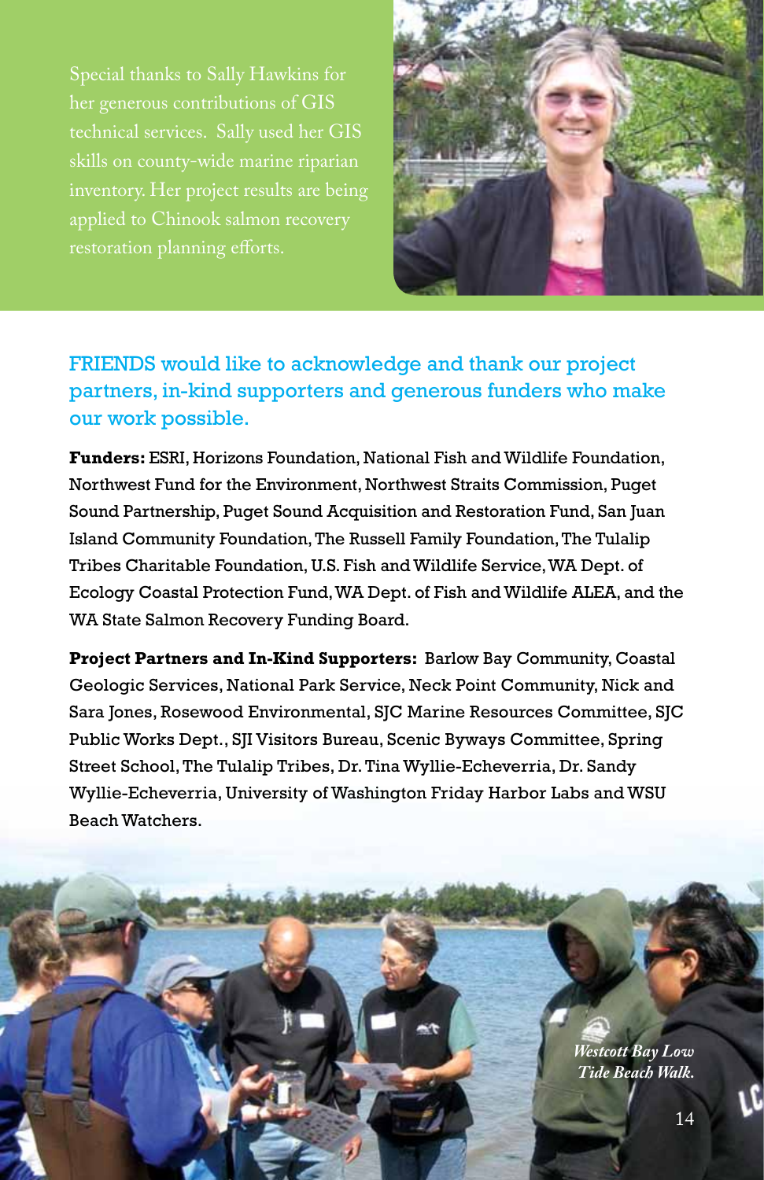Special thanks to Sally Hawkins for her generous contributions of GIS technical services. Sally used her GIS skills on county-wide marine riparian inventory. Her project results are being applied to Chinook salmon recovery restoration planning efforts.

## FRIENDS would like to acknowledge and thank our project partners, in-kind supporters and generous funders who make our work possible.

**Funders:** ESRI, Horizons Foundation, National Fish and Wildlife Foundation, Northwest Fund for the Environment, Northwest Straits Commission, Puget Sound Partnership, Puget Sound Acquisition and Restoration Fund, San Juan Island Community Foundation, The Russell Family Foundation, The Tulalip Tribes Charitable Foundation, U.S. Fish and Wildlife Service, WA Dept. of Ecology Coastal Protection Fund, WA Dept. of Fish and Wildlife ALEA, and the WA State Salmon Recovery Funding Board.

**Project Partners and In-Kind Supporters:** Barlow Bay Community, Coastal Geologic Services, National Park Service, Neck Point Community, Nick and Sara Jones, Rosewood Environmental, SJC Marine Resources Committee, SJC Public Works Dept., SJI Visitors Bureau, Scenic Byways Committee, Spring Street School, The Tulalip Tribes, Dr. Tina Wyllie-Echeverria, Dr. Sandy Wyllie-Echeverria, University of Washington Friday Harbor Labs and WSU Beach Watchers.

*Westcott Bay Low Tide Beach Walk.*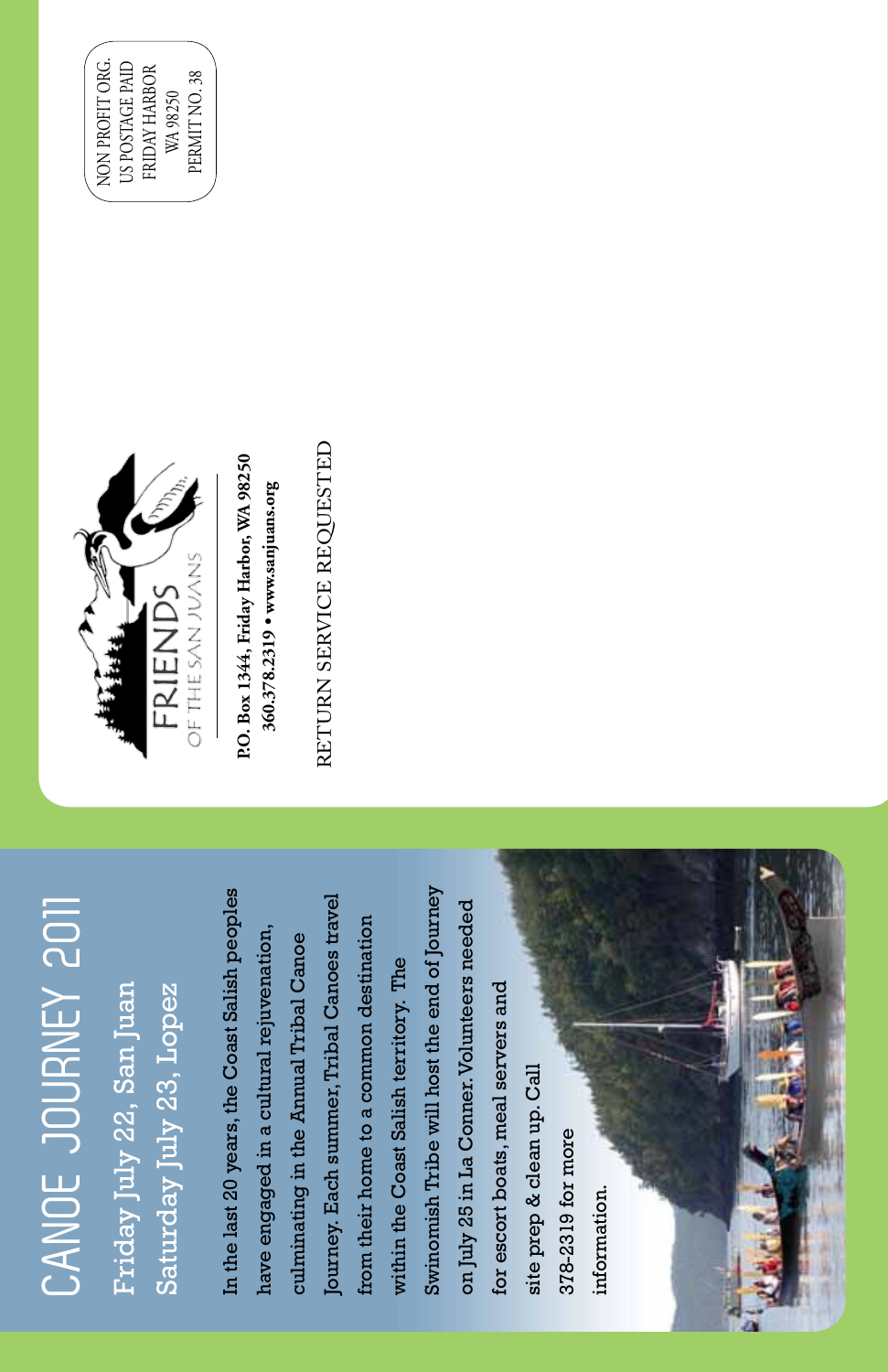# CANOE JOURNEY 2011

**Friday July 22, San Juan**
**Saturday July 23, Lopez**

In the last 20 years, the Coast Salish peoples have engaged in a cultural rejuvenation, culminating in the Annual Tribal Canoe Journey. Each summer, Tribal Canoes travel from their home to a common destination within the Coast Salish territory. The Swinomish Tribe will host the end of Journey on July 25 in La Conner. Volunteers needed for escort boats, meal servers and site prep & clean up. Call 378-2319 for more information.

FRIENDS OF THE SAN JUANS

**P.O. Box 1344, Friday Harbor, WA 98250**
**360.378.2319 • www.sanjuans.org**

RETURN SERVICE REQUESTED

NON PROFIT ORG.
US POSTAGE PAID
FRIDAY HARBOR
WA 98250
PERMIT NO. 38